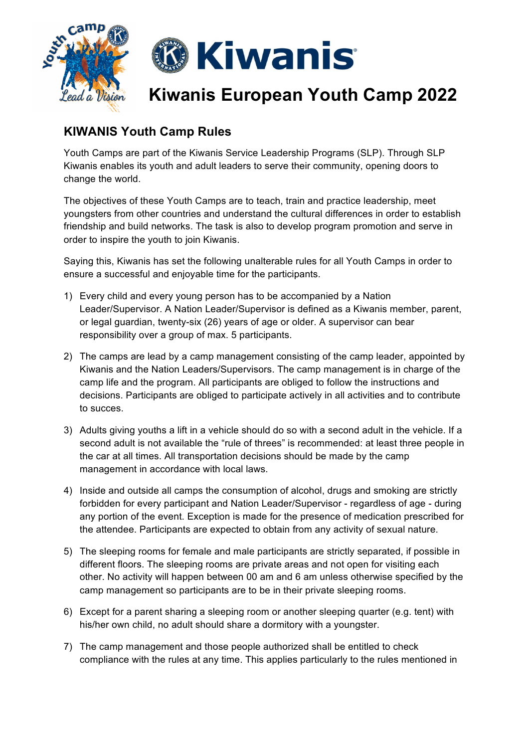# Kiwanis European Youth Camp 2022

## KIWANIS Youth Camp Rules

Youth Camps are part of the Kiwanis Service Leadership Programs (SLP). Through SLP Kiwanis enables its youth and adult leaders to serve their community, opening doors to change the world.

The objectives of these Youth Camps are to teach, train and practice leadership, meet youngsters from other countries and understand the cultural differences in order to establish friendship and build networks. The task is also to develop program promotion and serve in order to inspire the youth to join Kiwanis.

Saying this, Kiwanis has set the following unalterable rules for all Youth Camps in order to ensure a successful and enjoyable time for the participants.

1) Every child and every young person has to be accompanied by a Nation Leader/Supervisor. A Nation Leader/Supervisor is defined as a Kiwanis member, parent, or legal guardian, twenty-six (26) years of age or older. A supervisor can bear responsibility over a group of max. 5 participants.

2) The camps are lead by a camp management consisting of the camp leader, appointed by Kiwanis and the Nation Leaders/Supervisors. The camp management is in charge of the camp life and the program. All participants are obliged to follow the instructions and decisions. Participants are obliged to participate actively in all activities and to contribute to succes.

3) Adults giving youths a lift in a vehicle should do so with a second adult in the vehicle. If a second adult is not available the "rule of threes" is recommended: at least three people in the car at all times. All transportation decisions should be made by the camp management in accordance with local laws.

4) Inside and outside all camps the consumption of alcohol, drugs and smoking are strictly forbidden for every participant and Nation Leader/Supervisor - regardless of age - during any portion of the event. Exception is made for the presence of medication prescribed for the attendee. Participants are expected to obtain from any activity of sexual nature.

5) The sleeping rooms for female and male participants are strictly separated, if possible in different floors. The sleeping rooms are private areas and not open for visiting each other. No activity will happen between 00 am and 6 am unless otherwise specified by the camp management so participants are to be in their private sleeping rooms.

6) Except for a parent sharing a sleeping room or another sleeping quarter (e.g. tent) with his/her own child, no adult should share a dormitory with a youngster.

7) The camp management and those people authorized shall be entitled to check compliance with the rules at any time. This applies particularly to the rules mentioned in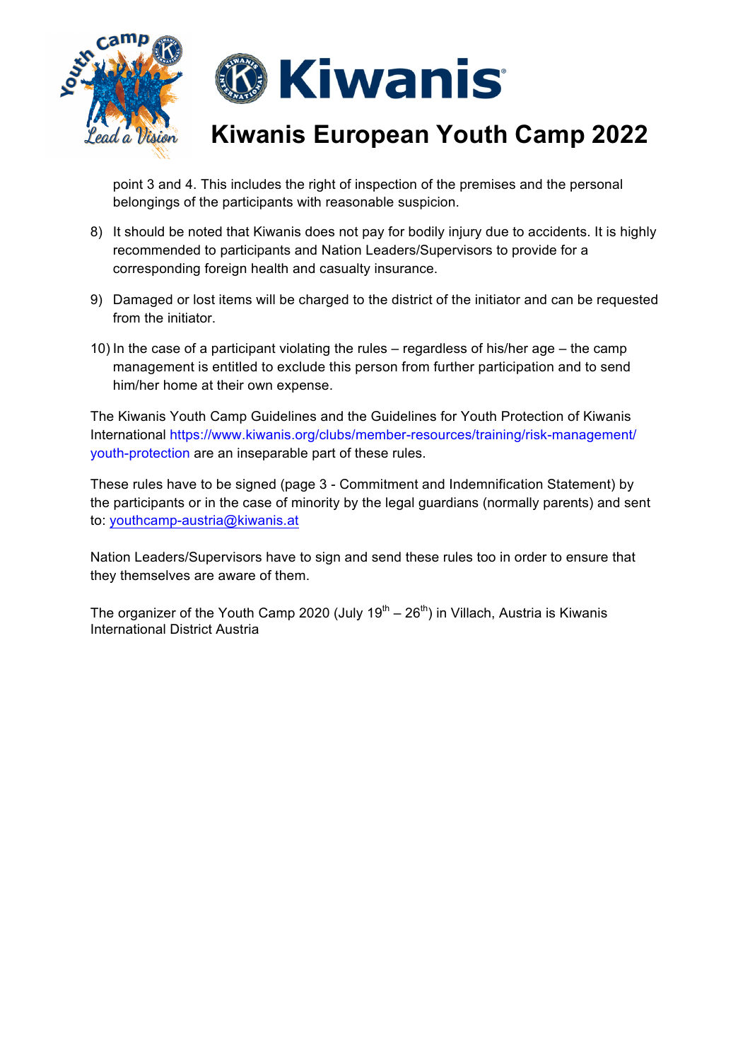point 3 and 4. This includes the right of inspection of the premises and the personal belongings of the participants with reasonable suspicion.

8) It should be noted that Kiwanis does not pay for bodily injury due to accidents. It is highly recommended to participants and Nation Leaders/Supervisors to provide for a corresponding foreign health and casualty insurance.

9) Damaged or lost items will be charged to the district of the initiator and can be requested from the initiator.

10) In the case of a participant violating the rules – regardless of his/her age – the camp management is entitled to exclude this person from further participation and to send him/her home at their own expense.

The Kiwanis Youth Camp Guidelines and the Guidelines for Youth Protection of Kiwanis International https://www.kiwanis.org/clubs/member-resources/training/risk-management/youth-protection are an inseparable part of these rules.

These rules have to be signed (page 3 - Commitment and Indemnification Statement) by the participants or in the case of minority by the legal guardians (normally parents) and sent to: youthcamp-austria@kiwanis.at

Nation Leaders/Supervisors have to sign and send these rules too in order to ensure that they themselves are aware of them.

The organizer of the Youth Camp 2020 (July 19th – 26th) in Villach, Austria is Kiwanis International District Austria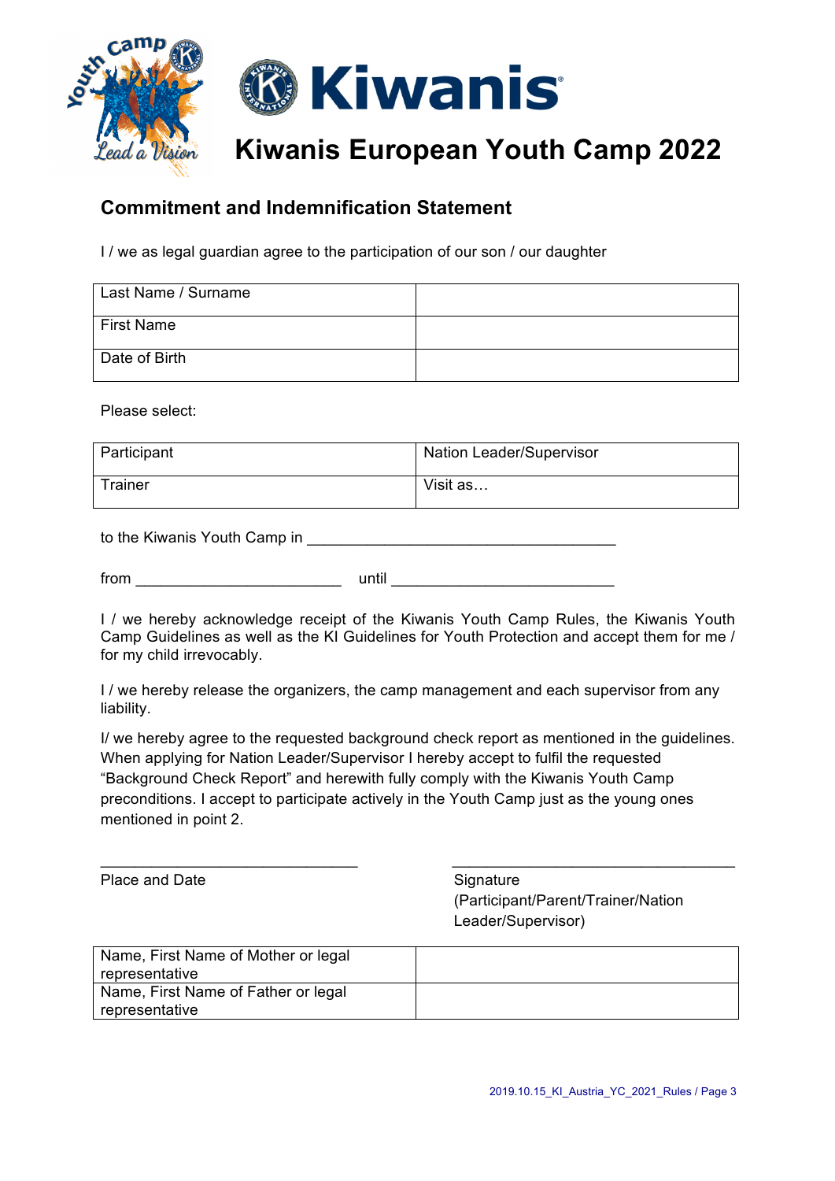# Kiwanis

# Kiwanis European Youth Camp 2022

## Commitment and Indemnification Statement

I / we as legal guardian agree to the participation of our son / our daughter

| | |
|---|---|
| Last Name / Surname | |
| First Name | |
| Date of Birth | |

Please select:

| | |
|---|---|
| Participant | Nation Leader/Supervisor |
| Trainer | Visit as… |

to the Kiwanis Youth Camp in ____________________________________

from ________________________ until __________________________

I / we hereby acknowledge receipt of the Kiwanis Youth Camp Rules, the Kiwanis Youth Camp Guidelines as well as the KI Guidelines for Youth Protection and accept them for me / for my child irrevocably.

I / we hereby release the organizers, the camp management and each supervisor from any liability.

I/ we hereby agree to the requested background check report as mentioned in the guidelines. When applying for Nation Leader/Supervisor I hereby accept to fulfil the requested "Background Check Report" and herewith fully comply with the Kiwanis Youth Camp preconditions. I accept to participate actively in the Youth Camp just as the young ones mentioned in point 2.

_______________________________ Place and Date

_________________________________ Signature (Participant/Parent/Trainer/Nation Leader/Supervisor)

| | |
|---|---|
| Name, First Name of Mother or legal representative | |
| Name, First Name of Father or legal representative | |